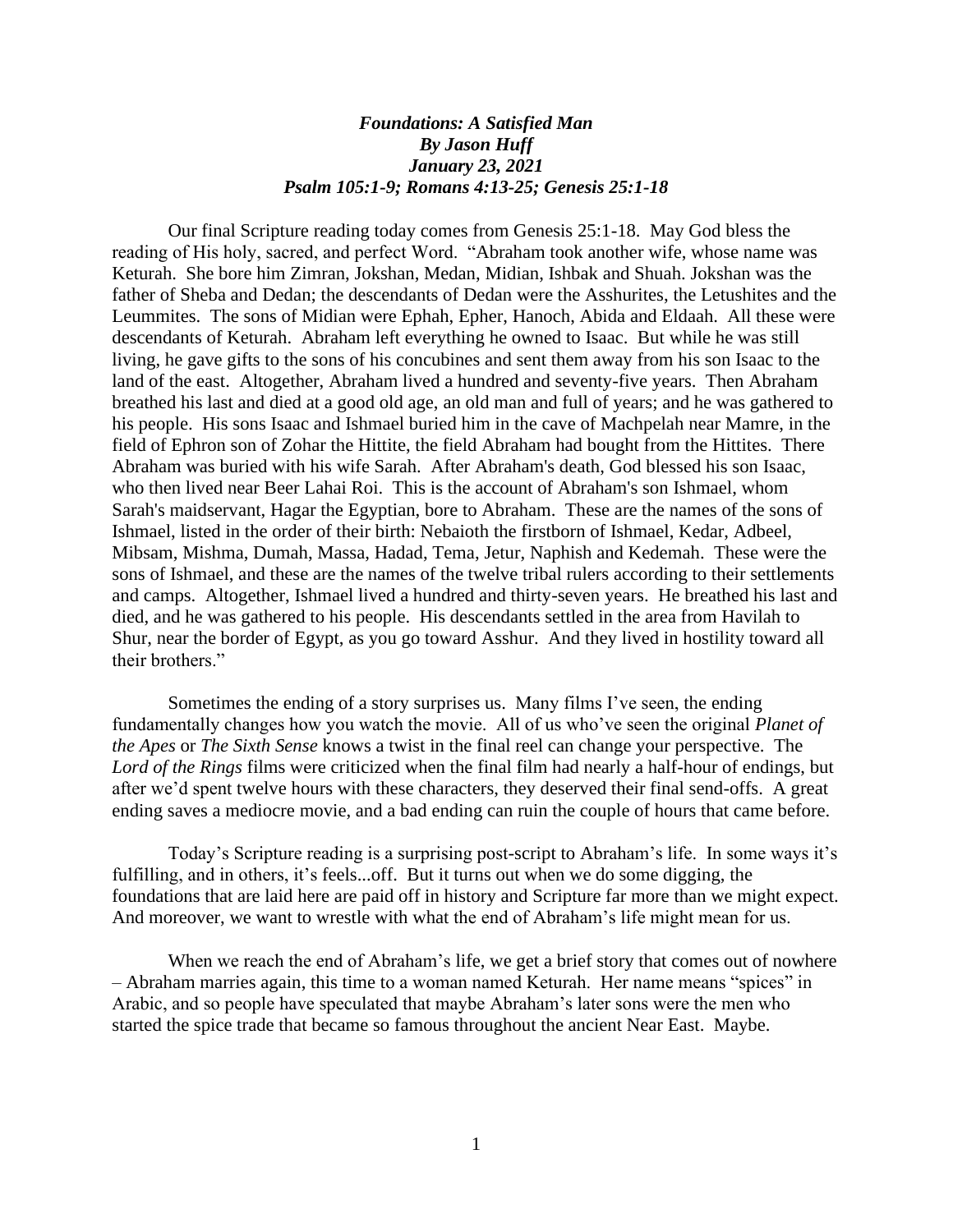***Foundations: A Satisfied Man***
***By Jason Huff***
***January 23, 2021***
***Psalm 105:1-9; Romans 4:13-25; Genesis 25:1-18***

Our final Scripture reading today comes from Genesis 25:1-18. May God bless the reading of His holy, sacred, and perfect Word. "Abraham took another wife, whose name was Keturah. She bore him Zimran, Jokshan, Medan, Midian, Ishbak and Shuah. Jokshan was the father of Sheba and Dedan; the descendants of Dedan were the Asshurites, the Letushites and the Leummites. The sons of Midian were Ephah, Epher, Hanoch, Abida and Eldaah. All these were descendants of Keturah. Abraham left everything he owned to Isaac. But while he was still living, he gave gifts to the sons of his concubines and sent them away from his son Isaac to the land of the east. Altogether, Abraham lived a hundred and seventy-five years. Then Abraham breathed his last and died at a good old age, an old man and full of years; and he was gathered to his people. His sons Isaac and Ishmael buried him in the cave of Machpelah near Mamre, in the field of Ephron son of Zohar the Hittite, the field Abraham had bought from the Hittites. There Abraham was buried with his wife Sarah. After Abraham's death, God blessed his son Isaac, who then lived near Beer Lahai Roi. This is the account of Abraham's son Ishmael, whom Sarah's maidservant, Hagar the Egyptian, bore to Abraham. These are the names of the sons of Ishmael, listed in the order of their birth: Nebaioth the firstborn of Ishmael, Kedar, Adbeel, Mibsam, Mishma, Dumah, Massa, Hadad, Tema, Jetur, Naphish and Kedemah. These were the sons of Ishmael, and these are the names of the twelve tribal rulers according to their settlements and camps. Altogether, Ishmael lived a hundred and thirty-seven years. He breathed his last and died, and he was gathered to his people. His descendants settled in the area from Havilah to Shur, near the border of Egypt, as you go toward Asshur. And they lived in hostility toward all their brothers."

Sometimes the ending of a story surprises us. Many films I've seen, the ending fundamentally changes how you watch the movie. All of us who've seen the original *Planet of the Apes* or *The Sixth Sense* knows a twist in the final reel can change your perspective. The *Lord of the Rings* films were criticized when the final film had nearly a half-hour of endings, but after we'd spent twelve hours with these characters, they deserved their final send-offs. A great ending saves a mediocre movie, and a bad ending can ruin the couple of hours that came before.

Today's Scripture reading is a surprising post-script to Abraham's life. In some ways it's fulfilling, and in others, it's feels...off. But it turns out when we do some digging, the foundations that are laid here are paid off in history and Scripture far more than we might expect. And moreover, we want to wrestle with what the end of Abraham's life might mean for us.

When we reach the end of Abraham's life, we get a brief story that comes out of nowhere – Abraham marries again, this time to a woman named Keturah. Her name means "spices" in Arabic, and so people have speculated that maybe Abraham's later sons were the men who started the spice trade that became so famous throughout the ancient Near East. Maybe.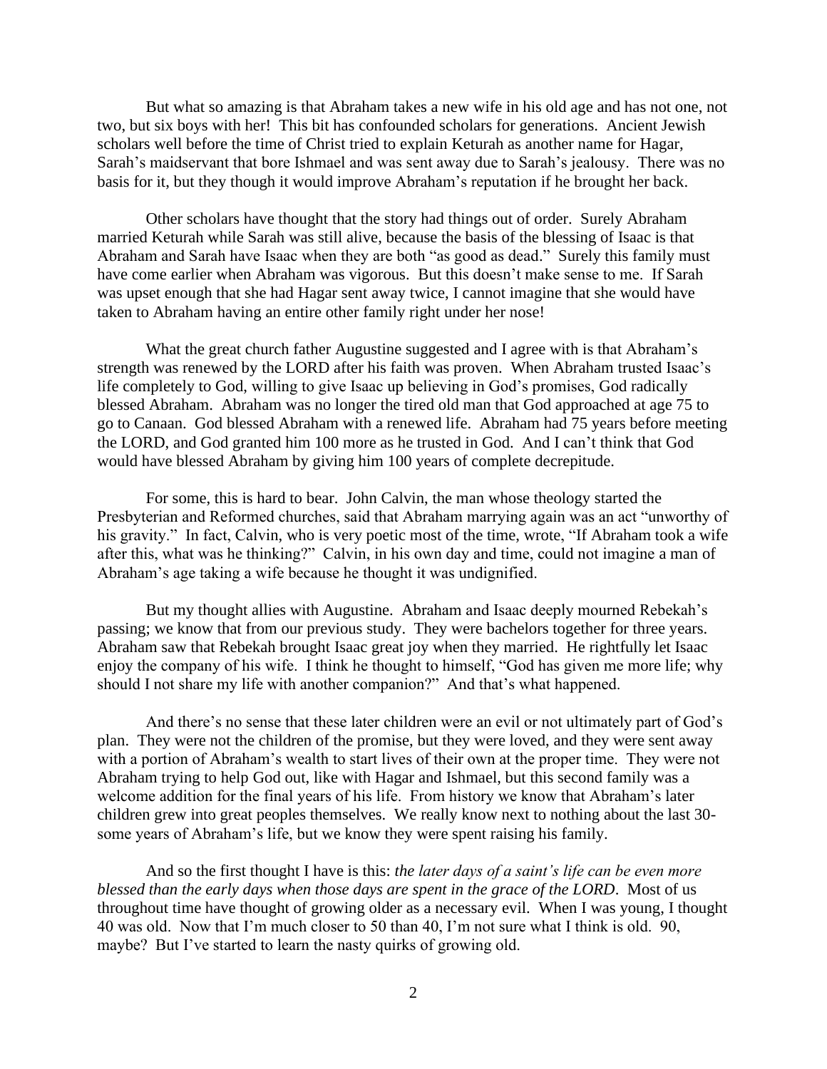But what so amazing is that Abraham takes a new wife in his old age and has not one, not two, but six boys with her! This bit has confounded scholars for generations. Ancient Jewish scholars well before the time of Christ tried to explain Keturah as another name for Hagar, Sarah's maidservant that bore Ishmael and was sent away due to Sarah's jealousy. There was no basis for it, but they though it would improve Abraham's reputation if he brought her back.

Other scholars have thought that the story had things out of order. Surely Abraham married Keturah while Sarah was still alive, because the basis of the blessing of Isaac is that Abraham and Sarah have Isaac when they are both "as good as dead." Surely this family must have come earlier when Abraham was vigorous. But this doesn't make sense to me. If Sarah was upset enough that she had Hagar sent away twice, I cannot imagine that she would have taken to Abraham having an entire other family right under her nose!

What the great church father Augustine suggested and I agree with is that Abraham's strength was renewed by the LORD after his faith was proven. When Abraham trusted Isaac's life completely to God, willing to give Isaac up believing in God's promises, God radically blessed Abraham. Abraham was no longer the tired old man that God approached at age 75 to go to Canaan. God blessed Abraham with a renewed life. Abraham had 75 years before meeting the LORD, and God granted him 100 more as he trusted in God. And I can't think that God would have blessed Abraham by giving him 100 years of complete decrepitude.

For some, this is hard to bear. John Calvin, the man whose theology started the Presbyterian and Reformed churches, said that Abraham marrying again was an act "unworthy of his gravity." In fact, Calvin, who is very poetic most of the time, wrote, "If Abraham took a wife after this, what was he thinking?" Calvin, in his own day and time, could not imagine a man of Abraham's age taking a wife because he thought it was undignified.

But my thought allies with Augustine. Abraham and Isaac deeply mourned Rebekah's passing; we know that from our previous study. They were bachelors together for three years. Abraham saw that Rebekah brought Isaac great joy when they married. He rightfully let Isaac enjoy the company of his wife. I think he thought to himself, "God has given me more life; why should I not share my life with another companion?" And that's what happened.

And there's no sense that these later children were an evil or not ultimately part of God's plan. They were not the children of the promise, but they were loved, and they were sent away with a portion of Abraham's wealth to start lives of their own at the proper time. They were not Abraham trying to help God out, like with Hagar and Ishmael, but this second family was a welcome addition for the final years of his life. From history we know that Abraham's later children grew into great peoples themselves. We really know next to nothing about the last 30-some years of Abraham's life, but we know they were spent raising his family.

And so the first thought I have is this: *the later days of a saint's life can be even more blessed than the early days when those days are spent in the grace of the LORD*. Most of us throughout time have thought of growing older as a necessary evil. When I was young, I thought 40 was old. Now that I'm much closer to 50 than 40, I'm not sure what I think is old. 90, maybe? But I've started to learn the nasty quirks of growing old.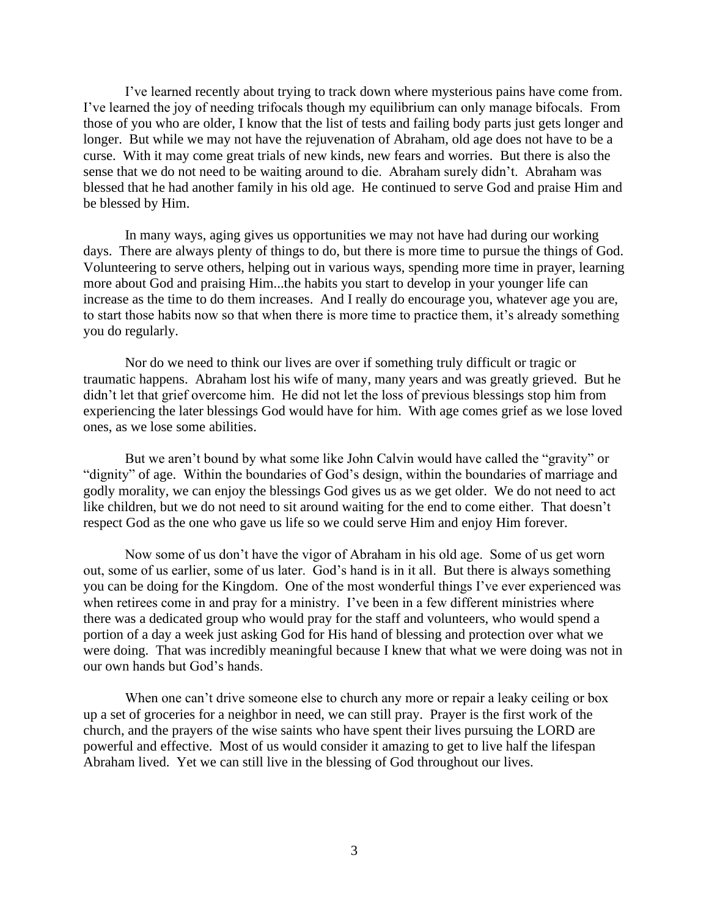I've learned recently about trying to track down where mysterious pains have come from. I've learned the joy of needing trifocals though my equilibrium can only manage bifocals. From those of you who are older, I know that the list of tests and failing body parts just gets longer and longer. But while we may not have the rejuvenation of Abraham, old age does not have to be a curse. With it may come great trials of new kinds, new fears and worries. But there is also the sense that we do not need to be waiting around to die. Abraham surely didn't. Abraham was blessed that he had another family in his old age. He continued to serve God and praise Him and be blessed by Him.

In many ways, aging gives us opportunities we may not have had during our working days. There are always plenty of things to do, but there is more time to pursue the things of God. Volunteering to serve others, helping out in various ways, spending more time in prayer, learning more about God and praising Him...the habits you start to develop in your younger life can increase as the time to do them increases. And I really do encourage you, whatever age you are, to start those habits now so that when there is more time to practice them, it's already something you do regularly.

Nor do we need to think our lives are over if something truly difficult or tragic or traumatic happens. Abraham lost his wife of many, many years and was greatly grieved. But he didn't let that grief overcome him. He did not let the loss of previous blessings stop him from experiencing the later blessings God would have for him. With age comes grief as we lose loved ones, as we lose some abilities.

But we aren't bound by what some like John Calvin would have called the "gravity" or "dignity" of age. Within the boundaries of God's design, within the boundaries of marriage and godly morality, we can enjoy the blessings God gives us as we get older. We do not need to act like children, but we do not need to sit around waiting for the end to come either. That doesn't respect God as the one who gave us life so we could serve Him and enjoy Him forever.

Now some of us don't have the vigor of Abraham in his old age. Some of us get worn out, some of us earlier, some of us later. God's hand is in it all. But there is always something you can be doing for the Kingdom. One of the most wonderful things I've ever experienced was when retirees come in and pray for a ministry. I've been in a few different ministries where there was a dedicated group who would pray for the staff and volunteers, who would spend a portion of a day a week just asking God for His hand of blessing and protection over what we were doing. That was incredibly meaningful because I knew that what we were doing was not in our own hands but God's hands.

When one can't drive someone else to church any more or repair a leaky ceiling or box up a set of groceries for a neighbor in need, we can still pray. Prayer is the first work of the church, and the prayers of the wise saints who have spent their lives pursuing the LORD are powerful and effective. Most of us would consider it amazing to get to live half the lifespan Abraham lived. Yet we can still live in the blessing of God throughout our lives.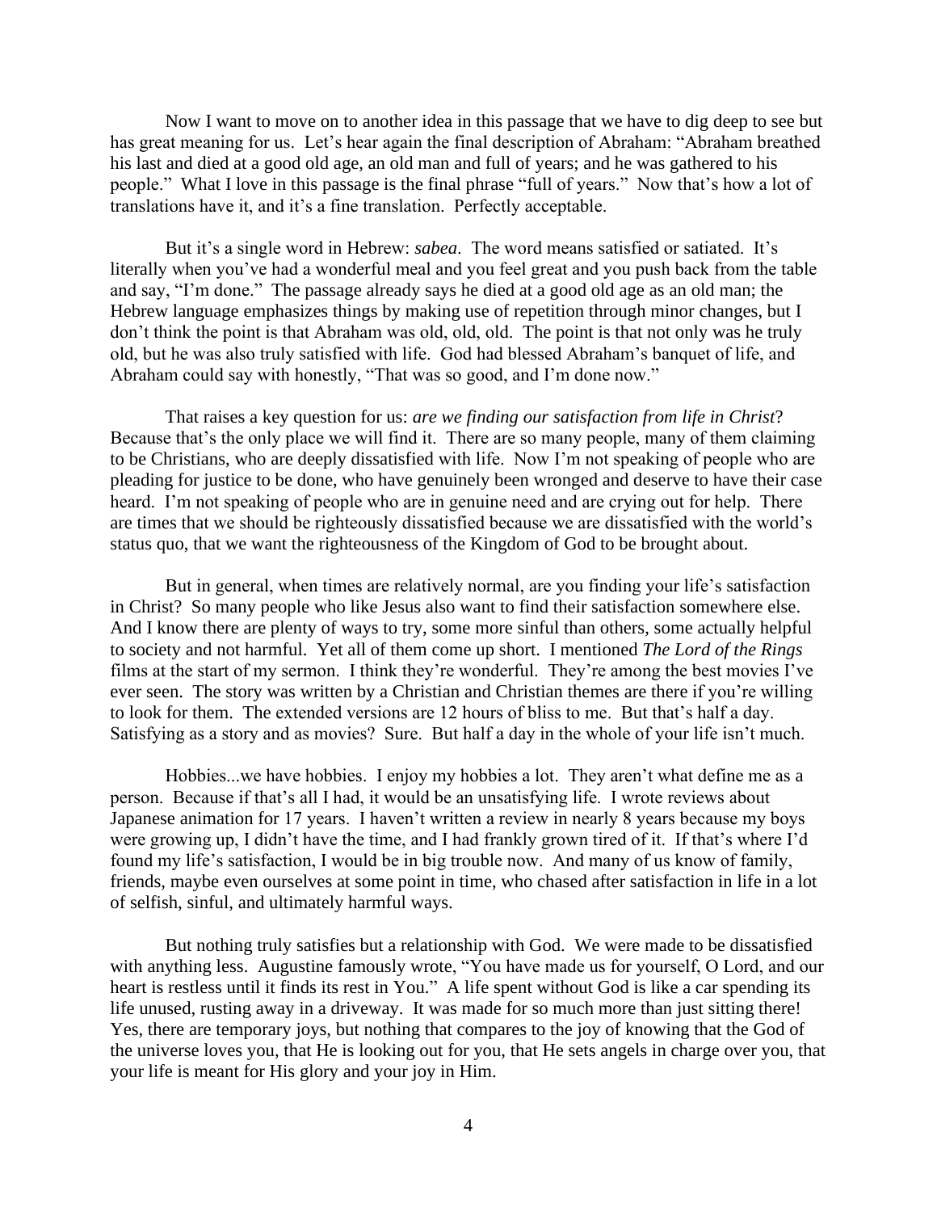Now I want to move on to another idea in this passage that we have to dig deep to see but has great meaning for us. Let's hear again the final description of Abraham: "Abraham breathed his last and died at a good old age, an old man and full of years; and he was gathered to his people." What I love in this passage is the final phrase "full of years." Now that's how a lot of translations have it, and it's a fine translation. Perfectly acceptable.

But it's a single word in Hebrew: *sabea*. The word means satisfied or satiated. It's literally when you've had a wonderful meal and you feel great and you push back from the table and say, "I'm done." The passage already says he died at a good old age as an old man; the Hebrew language emphasizes things by making use of repetition through minor changes, but I don't think the point is that Abraham was old, old, old. The point is that not only was he truly old, but he was also truly satisfied with life. God had blessed Abraham's banquet of life, and Abraham could say with honestly, "That was so good, and I'm done now."

That raises a key question for us: *are we finding our satisfaction from life in Christ*? Because that's the only place we will find it. There are so many people, many of them claiming to be Christians, who are deeply dissatisfied with life. Now I'm not speaking of people who are pleading for justice to be done, who have genuinely been wronged and deserve to have their case heard. I'm not speaking of people who are in genuine need and are crying out for help. There are times that we should be righteously dissatisfied because we are dissatisfied with the world's status quo, that we want the righteousness of the Kingdom of God to be brought about.

But in general, when times are relatively normal, are you finding your life's satisfaction in Christ? So many people who like Jesus also want to find their satisfaction somewhere else. And I know there are plenty of ways to try, some more sinful than others, some actually helpful to society and not harmful. Yet all of them come up short. I mentioned *The Lord of the Rings* films at the start of my sermon. I think they're wonderful. They're among the best movies I've ever seen. The story was written by a Christian and Christian themes are there if you're willing to look for them. The extended versions are 12 hours of bliss to me. But that's half a day. Satisfying as a story and as movies? Sure. But half a day in the whole of your life isn't much.

Hobbies...we have hobbies. I enjoy my hobbies a lot. They aren't what define me as a person. Because if that's all I had, it would be an unsatisfying life. I wrote reviews about Japanese animation for 17 years. I haven't written a review in nearly 8 years because my boys were growing up, I didn't have the time, and I had frankly grown tired of it. If that's where I'd found my life's satisfaction, I would be in big trouble now. And many of us know of family, friends, maybe even ourselves at some point in time, who chased after satisfaction in life in a lot of selfish, sinful, and ultimately harmful ways.

But nothing truly satisfies but a relationship with God. We were made to be dissatisfied with anything less. Augustine famously wrote, "You have made us for yourself, O Lord, and our heart is restless until it finds its rest in You." A life spent without God is like a car spending its life unused, rusting away in a driveway. It was made for so much more than just sitting there! Yes, there are temporary joys, but nothing that compares to the joy of knowing that the God of the universe loves you, that He is looking out for you, that He sets angels in charge over you, that your life is meant for His glory and your joy in Him.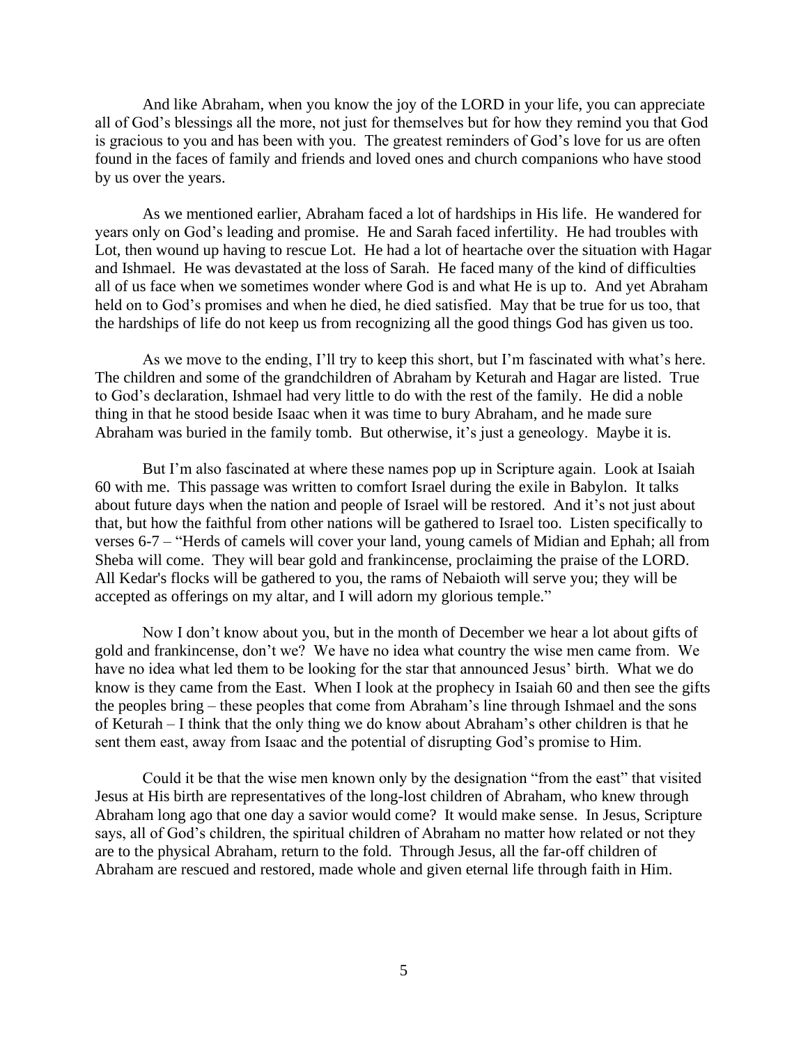And like Abraham, when you know the joy of the LORD in your life, you can appreciate all of God's blessings all the more, not just for themselves but for how they remind you that God is gracious to you and has been with you. The greatest reminders of God's love for us are often found in the faces of family and friends and loved ones and church companions who have stood by us over the years.

As we mentioned earlier, Abraham faced a lot of hardships in His life. He wandered for years only on God's leading and promise. He and Sarah faced infertility. He had troubles with Lot, then wound up having to rescue Lot. He had a lot of heartache over the situation with Hagar and Ishmael. He was devastated at the loss of Sarah. He faced many of the kind of difficulties all of us face when we sometimes wonder where God is and what He is up to. And yet Abraham held on to God's promises and when he died, he died satisfied. May that be true for us too, that the hardships of life do not keep us from recognizing all the good things God has given us too.

As we move to the ending, I'll try to keep this short, but I'm fascinated with what's here. The children and some of the grandchildren of Abraham by Keturah and Hagar are listed. True to God's declaration, Ishmael had very little to do with the rest of the family. He did a noble thing in that he stood beside Isaac when it was time to bury Abraham, and he made sure Abraham was buried in the family tomb. But otherwise, it's just a geneology. Maybe it is.

But I'm also fascinated at where these names pop up in Scripture again. Look at Isaiah 60 with me. This passage was written to comfort Israel during the exile in Babylon. It talks about future days when the nation and people of Israel will be restored. And it's not just about that, but how the faithful from other nations will be gathered to Israel too. Listen specifically to verses 6-7 – "Herds of camels will cover your land, young camels of Midian and Ephah; all from Sheba will come. They will bear gold and frankincense, proclaiming the praise of the LORD. All Kedar's flocks will be gathered to you, the rams of Nebaioth will serve you; they will be accepted as offerings on my altar, and I will adorn my glorious temple."

Now I don't know about you, but in the month of December we hear a lot about gifts of gold and frankincense, don't we? We have no idea what country the wise men came from. We have no idea what led them to be looking for the star that announced Jesus' birth. What we do know is they came from the East. When I look at the prophecy in Isaiah 60 and then see the gifts the peoples bring – these peoples that come from Abraham's line through Ishmael and the sons of Keturah – I think that the only thing we do know about Abraham's other children is that he sent them east, away from Isaac and the potential of disrupting God's promise to Him.

Could it be that the wise men known only by the designation "from the east" that visited Jesus at His birth are representatives of the long-lost children of Abraham, who knew through Abraham long ago that one day a savior would come? It would make sense. In Jesus, Scripture says, all of God's children, the spiritual children of Abraham no matter how related or not they are to the physical Abraham, return to the fold. Through Jesus, all the far-off children of Abraham are rescued and restored, made whole and given eternal life through faith in Him.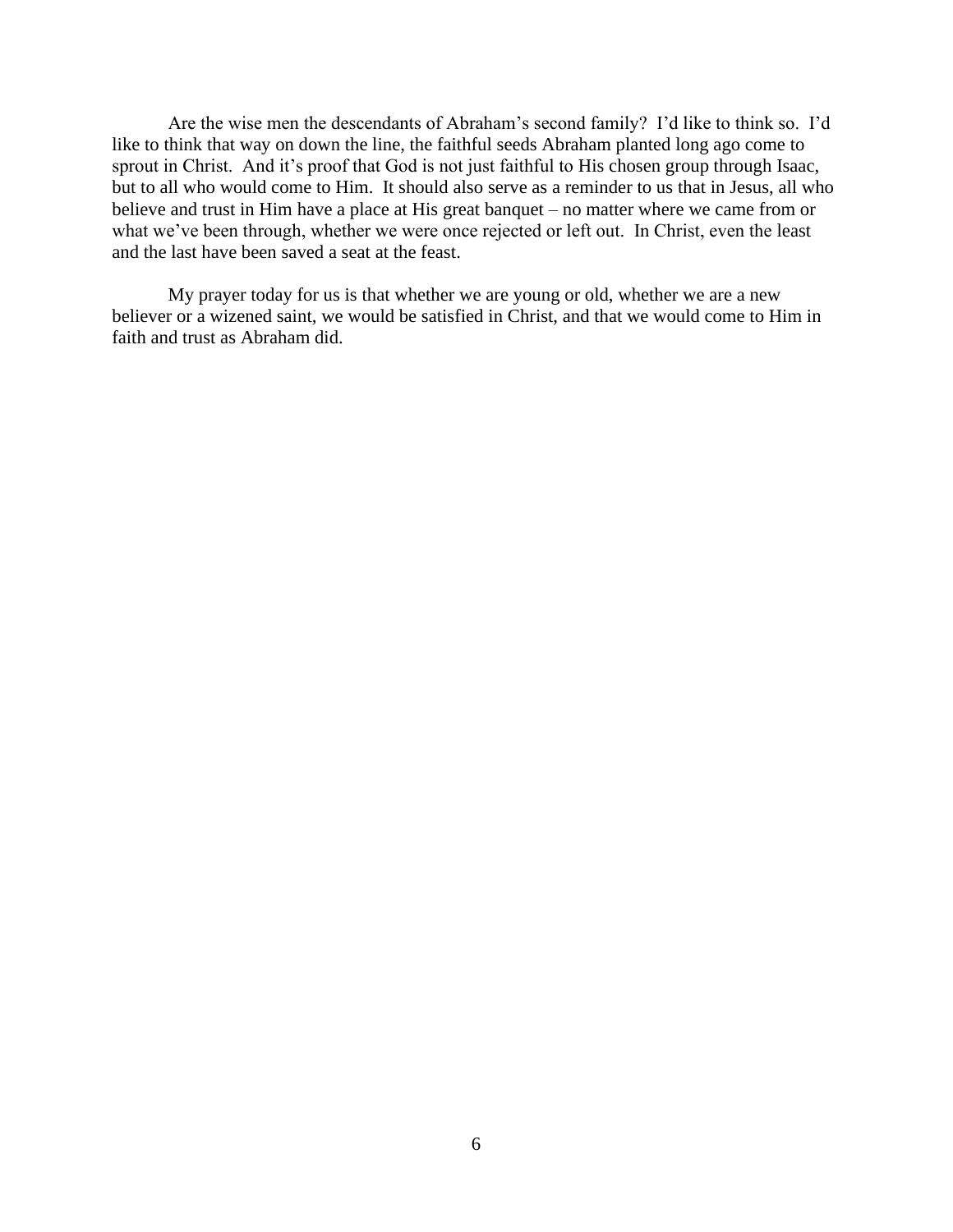Are the wise men the descendants of Abraham's second family? I'd like to think so. I'd like to think that way on down the line, the faithful seeds Abraham planted long ago come to sprout in Christ. And it's proof that God is not just faithful to His chosen group through Isaac, but to all who would come to Him. It should also serve as a reminder to us that in Jesus, all who believe and trust in Him have a place at His great banquet – no matter where we came from or what we've been through, whether we were once rejected or left out. In Christ, even the least and the last have been saved a seat at the feast.

My prayer today for us is that whether we are young or old, whether we are a new believer or a wizened saint, we would be satisfied in Christ, and that we would come to Him in faith and trust as Abraham did.